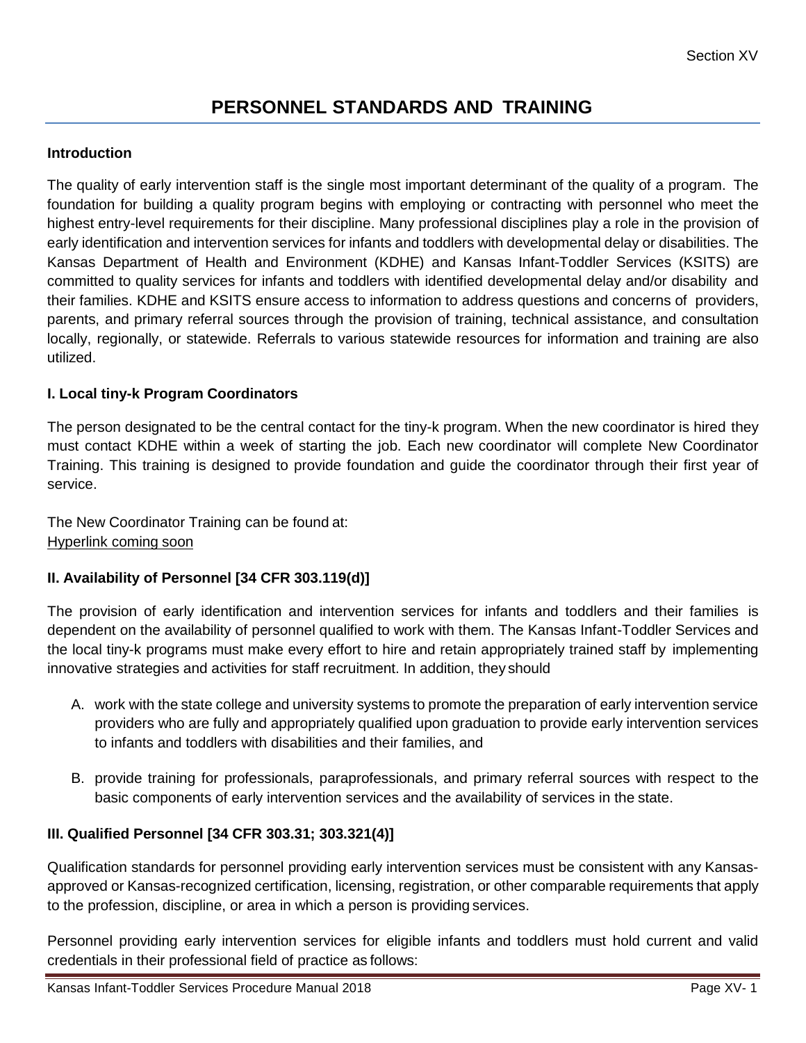# PERSONNEL STANDARDS AND TRAINING

## Introduction

The quality of early intervention staff is the single most important determinant of the quality of a program. The foundation for building a quality program begins with employing or contracting with personnel who meet the highest entry-level requirements for their discipline. Many professional disciplines play a role in the provision of early identification and intervention services for infants and toddlers with developmental delay or disabilities. The Kansas Department of Health and Environment (KDHE) and Kansas Infant-Toddler Services (KSITS) are committed to quality services for infants and toddlers with identified developmental delay and/or disability and their families. KDHE and KSITS ensure access to information to address questions and concerns of providers, parents, and primary referral sources through the provision of training, technical assistance, and consultation locally, regionally, or statewide. Referrals to various statewide resources for information and training are also utilized.

## I. Local tiny-k Program Coordinators

The person designated to be the central contact for the tiny-k program. When the new coordinator is hired they must contact KDHE within a week of starting the job. Each new coordinator will complete New Coordinator Training. This training is designed to provide foundation and guide the coordinator through their first year of service.

The New Coordinator Training can be found at:
Hyperlink coming soon

## II. Availability of Personnel [34 CFR 303.119(d)]

The provision of early identification and intervention services for infants and toddlers and their families is dependent on the availability of personnel qualified to work with them. The Kansas Infant-Toddler Services and the local tiny-k programs must make every effort to hire and retain appropriately trained staff by implementing innovative strategies and activities for staff recruitment. In addition, they should

A. work with the state college and university systems to promote the preparation of early intervention service providers who are fully and appropriately qualified upon graduation to provide early intervention services to infants and toddlers with disabilities and their families, and

B. provide training for professionals, paraprofessionals, and primary referral sources with respect to the basic components of early intervention services and the availability of services in the state.

## III. Qualified Personnel [34 CFR 303.31; 303.321(4)]

Qualification standards for personnel providing early intervention services must be consistent with any Kansas-approved or Kansas-recognized certification, licensing, registration, or other comparable requirements that apply to the profession, discipline, or area in which a person is providing services.

Personnel providing early intervention services for eligible infants and toddlers must hold current and valid credentials in their professional field of practice as follows: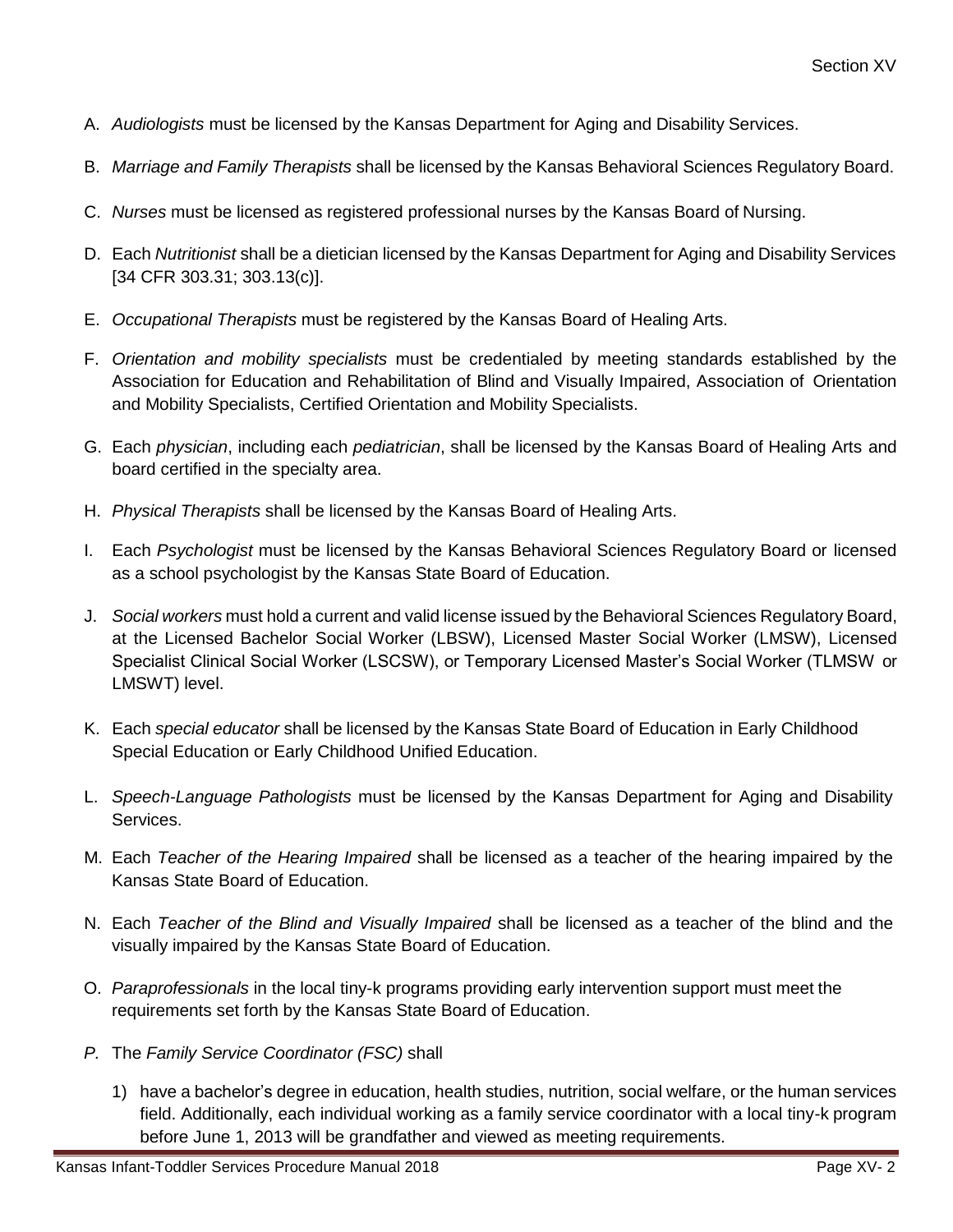A. *Audiologists* must be licensed by the Kansas Department for Aging and Disability Services.

B. *Marriage and Family Therapists* shall be licensed by the Kansas Behavioral Sciences Regulatory Board.

C. *Nurses* must be licensed as registered professional nurses by the Kansas Board of Nursing.

D. Each *Nutritionist* shall be a dietician licensed by the Kansas Department for Aging and Disability Services [34 CFR 303.31; 303.13(c)].

E. *Occupational Therapists* must be registered by the Kansas Board of Healing Arts.

F. *Orientation and mobility specialists* must be credentialed by meeting standards established by the Association for Education and Rehabilitation of Blind and Visually Impaired, Association of Orientation and Mobility Specialists, Certified Orientation and Mobility Specialists.

G. Each *physician*, including each *pediatrician*, shall be licensed by the Kansas Board of Healing Arts and board certified in the specialty area.

H. *Physical Therapists* shall be licensed by the Kansas Board of Healing Arts.

I. Each *Psychologist* must be licensed by the Kansas Behavioral Sciences Regulatory Board or licensed as a school psychologist by the Kansas State Board of Education.

J. *Social workers* must hold a current and valid license issued by the Behavioral Sciences Regulatory Board, at the Licensed Bachelor Social Worker (LBSW), Licensed Master Social Worker (LMSW), Licensed Specialist Clinical Social Worker (LSCSW), or Temporary Licensed Master's Social Worker (TLMSW or LMSWT) level.

K. Each *special educator* shall be licensed by the Kansas State Board of Education in Early Childhood Special Education or Early Childhood Unified Education.

L. *Speech-Language Pathologists* must be licensed by the Kansas Department for Aging and Disability Services.

M. Each *Teacher of the Hearing Impaired* shall be licensed as a teacher of the hearing impaired by the Kansas State Board of Education.

N. Each *Teacher of the Blind and Visually Impaired* shall be licensed as a teacher of the blind and the visually impaired by the Kansas State Board of Education.

O. *Paraprofessionals* in the local tiny-k programs providing early intervention support must meet the requirements set forth by the Kansas State Board of Education.

*P.* The *Family Service Coordinator (FSC)* shall

1) have a bachelor's degree in education, health studies, nutrition, social welfare, or the human services field. Additionally, each individual working as a family service coordinator with a local tiny-k program before June 1, 2013 will be grandfather and viewed as meeting requirements.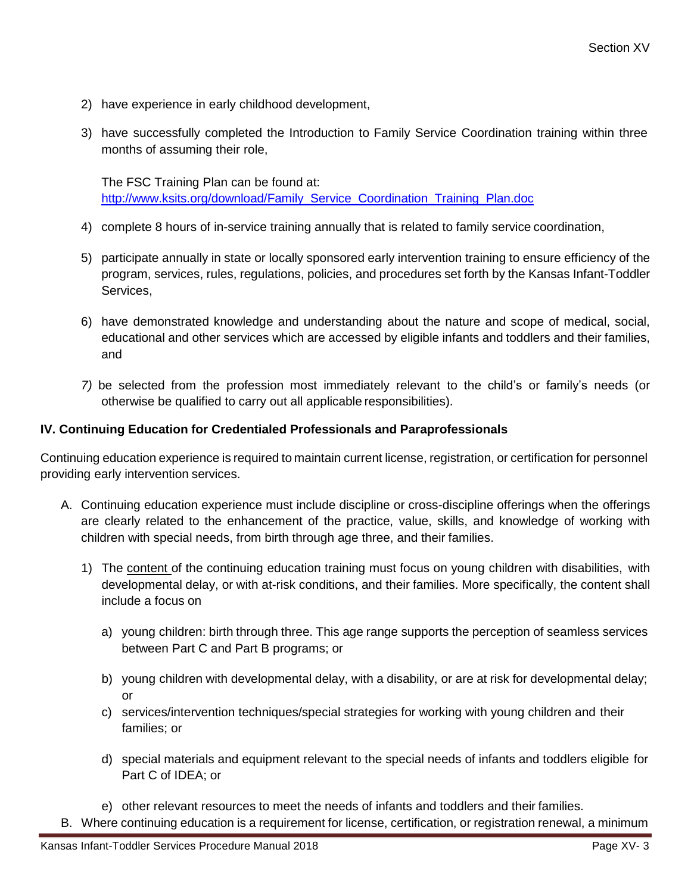2) have experience in early childhood development,

3) have successfully completed the Introduction to Family Service Coordination training within three months of assuming their role,

   The FSC Training Plan can be found at:
   [http://www.ksits.org/download/Family_Service_Coordination_Training_Plan.doc](http://www.ksits.org/download/Family_Service_Coordination_Training_Plan.doc)

4) complete 8 hours of in-service training annually that is related to family service coordination,

5) participate annually in state or locally sponsored early intervention training to ensure efficiency of the program, services, rules, regulations, policies, and procedures set forth by the Kansas Infant-Toddler Services,

6) have demonstrated knowledge and understanding about the nature and scope of medical, social, educational and other services which are accessed by eligible infants and toddlers and their families, and

*7)* be selected from the profession most immediately relevant to the child's or family's needs (or otherwise be qualified to carry out all applicable responsibilities).

**IV. Continuing Education for Credentialed Professionals and Paraprofessionals**

Continuing education experience is required to maintain current license, registration, or certification for personnel providing early intervention services.

A. Continuing education experience must include discipline or cross-discipline offerings when the offerings are clearly related to the enhancement of the practice, value, skills, and knowledge of working with children with special needs, from birth through age three, and their families.

   1) The <u>content</u> of the continuing education training must focus on young children with disabilities, with developmental delay, or with at-risk conditions, and their families. More specifically, the content shall include a focus on

      a) young children: birth through three. This age range supports the perception of seamless services between Part C and Part B programs; or

      b) young children with developmental delay, with a disability, or are at risk for developmental delay; or

      c) services/intervention techniques/special strategies for working with young children and their families; or

      d) special materials and equipment relevant to the special needs of infants and toddlers eligible for Part C of IDEA; or

      e) other relevant resources to meet the needs of infants and toddlers and their families.

B. Where continuing education is a requirement for license, certification, or registration renewal, a minimum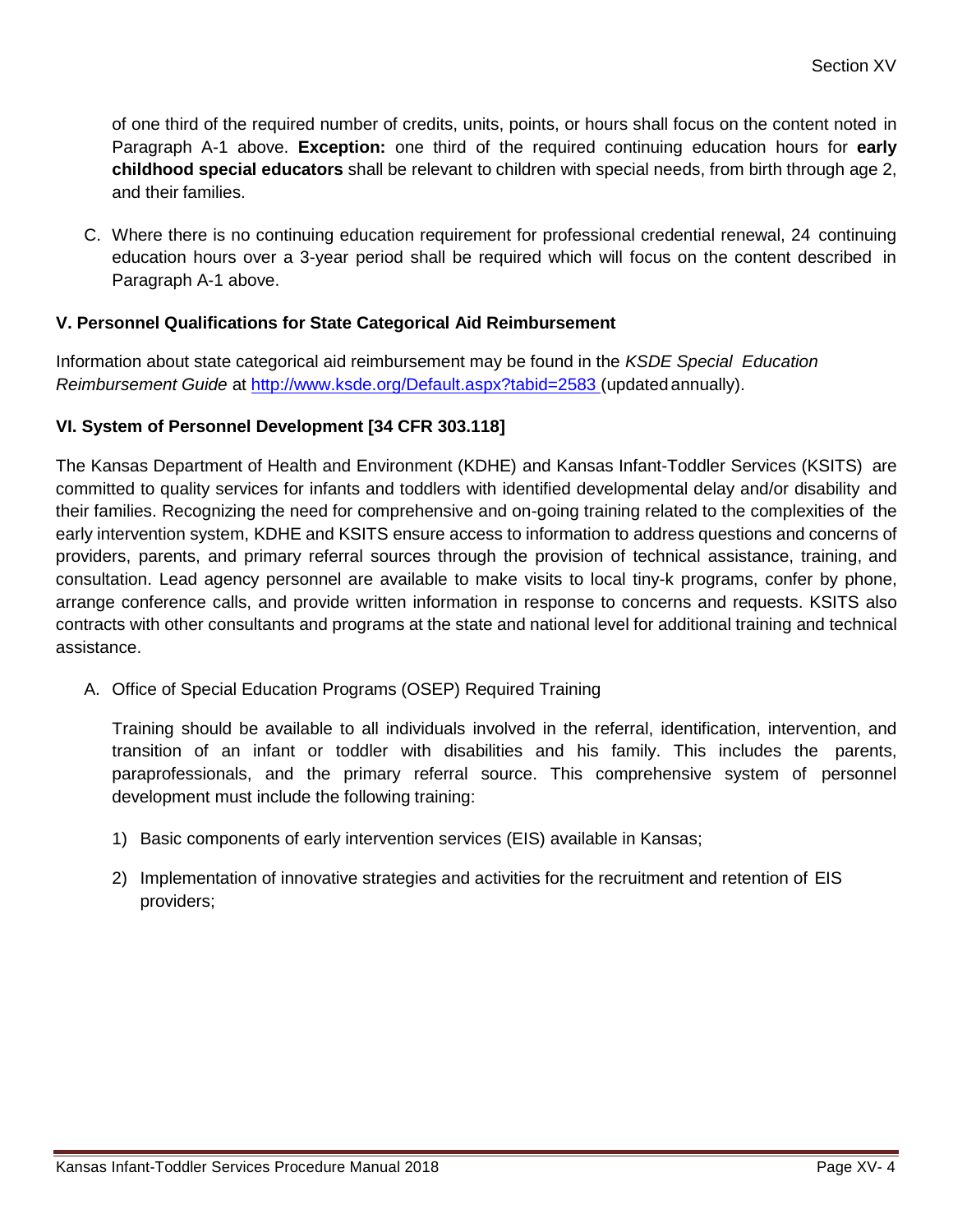of one third of the required number of credits, units, points, or hours shall focus on the content noted in Paragraph A-1 above. **Exception:** one third of the required continuing education hours for **early childhood special educators** shall be relevant to children with special needs, from birth through age 2, and their families.

C. Where there is no continuing education requirement for professional credential renewal, 24 continuing education hours over a 3-year period shall be required which will focus on the content described in Paragraph A-1 above.

### V. Personnel Qualifications for State Categorical Aid Reimbursement

Information about state categorical aid reimbursement may be found in the *KSDE Special Education Reimbursement Guide* at [http://www.ksde.org/Default.aspx?tabid=2583](http://www.ksde.org/Default.aspx?tabid=2583) (updated annually).

### VI. System of Personnel Development [34 CFR 303.118]

The Kansas Department of Health and Environment (KDHE) and Kansas Infant-Toddler Services (KSITS) are committed to quality services for infants and toddlers with identified developmental delay and/or disability and their families. Recognizing the need for comprehensive and on-going training related to the complexities of the early intervention system, KDHE and KSITS ensure access to information to address questions and concerns of providers, parents, and primary referral sources through the provision of technical assistance, training, and consultation. Lead agency personnel are available to make visits to local tiny-k programs, confer by phone, arrange conference calls, and provide written information in response to concerns and requests. KSITS also contracts with other consultants and programs at the state and national level for additional training and technical assistance.

A. Office of Special Education Programs (OSEP) Required Training

Training should be available to all individuals involved in the referral, identification, intervention, and transition of an infant or toddler with disabilities and his family. This includes the parents, paraprofessionals, and the primary referral source. This comprehensive system of personnel development must include the following training:

1) Basic components of early intervention services (EIS) available in Kansas;

2) Implementation of innovative strategies and activities for the recruitment and retention of EIS providers;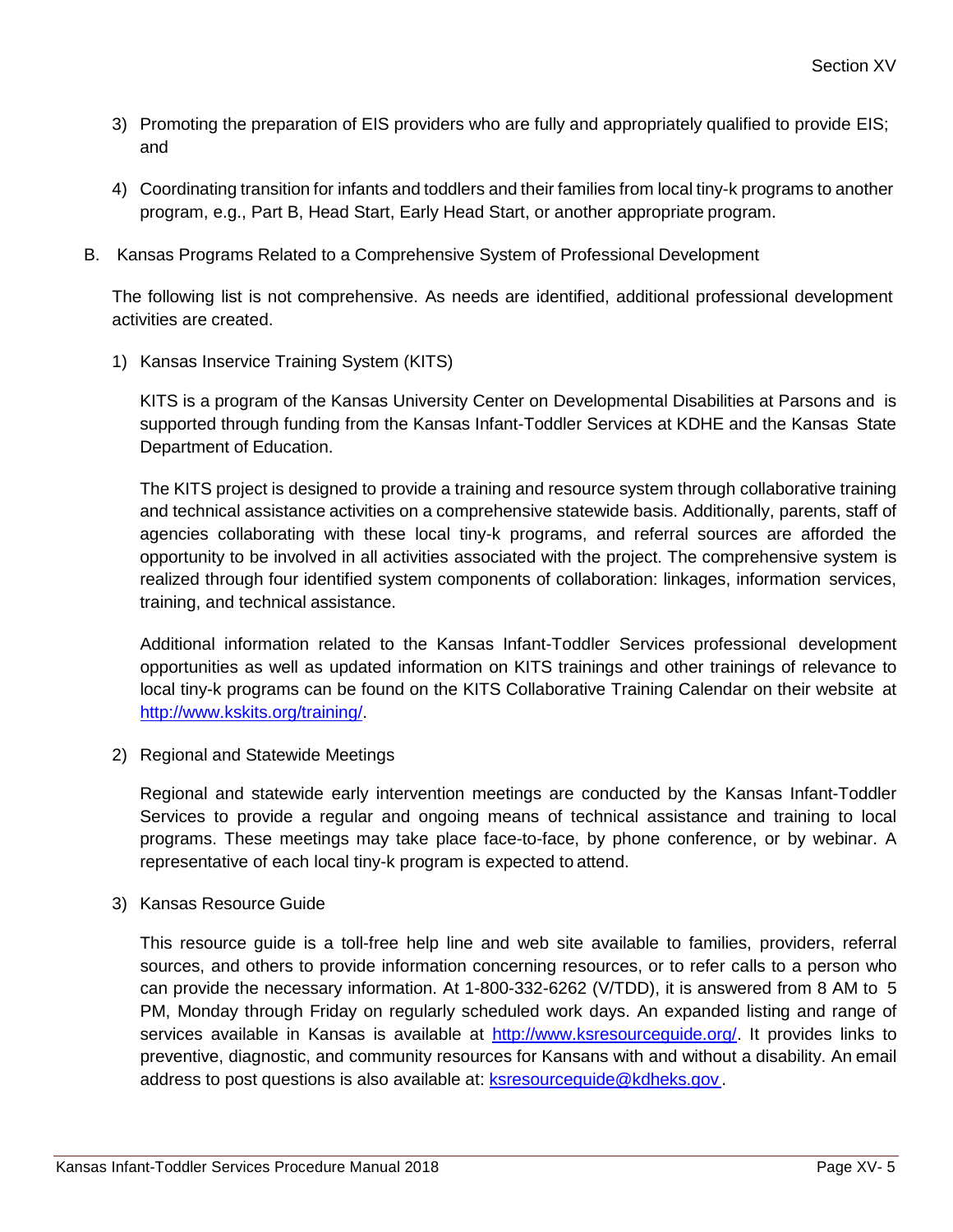3) Promoting the preparation of EIS providers who are fully and appropriately qualified to provide EIS; and

4) Coordinating transition for infants and toddlers and their families from local tiny-k programs to another program, e.g., Part B, Head Start, Early Head Start, or another appropriate program.

B. Kansas Programs Related to a Comprehensive System of Professional Development

The following list is not comprehensive. As needs are identified, additional professional development activities are created.

1) Kansas Inservice Training System (KITS)

KITS is a program of the Kansas University Center on Developmental Disabilities at Parsons and is supported through funding from the Kansas Infant-Toddler Services at KDHE and the Kansas State Department of Education.

The KITS project is designed to provide a training and resource system through collaborative training and technical assistance activities on a comprehensive statewide basis. Additionally, parents, staff of agencies collaborating with these local tiny-k programs, and referral sources are afforded the opportunity to be involved in all activities associated with the project. The comprehensive system is realized through four identified system components of collaboration: linkages, information services, training, and technical assistance.

Additional information related to the Kansas Infant-Toddler Services professional development opportunities as well as updated information on KITS trainings and other trainings of relevance to local tiny-k programs can be found on the KITS Collaborative Training Calendar on their website at [http://www.kskits.org/training/](http://www.kskits.org/training/).

2) Regional and Statewide Meetings

Regional and statewide early intervention meetings are conducted by the Kansas Infant-Toddler Services to provide a regular and ongoing means of technical assistance and training to local programs. These meetings may take place face-to-face, by phone conference, or by webinar. A representative of each local tiny-k program is expected to attend.

3) Kansas Resource Guide

This resource guide is a toll-free help line and web site available to families, providers, referral sources, and others to provide information concerning resources, or to refer calls to a person who can provide the necessary information. At 1-800-332-6262 (V/TDD), it is answered from 8 AM to 5 PM, Monday through Friday on regularly scheduled work days. An expanded listing and range of services available in Kansas is available at [http://www.ksresourceguide.org/](http://www.ksresourceguide.org/). It provides links to preventive, diagnostic, and community resources for Kansans with and without a disability. An email address to post questions is also available at: [ksresourceguide@kdheks.gov](mailto:ksresourceguide@kdheks.gov).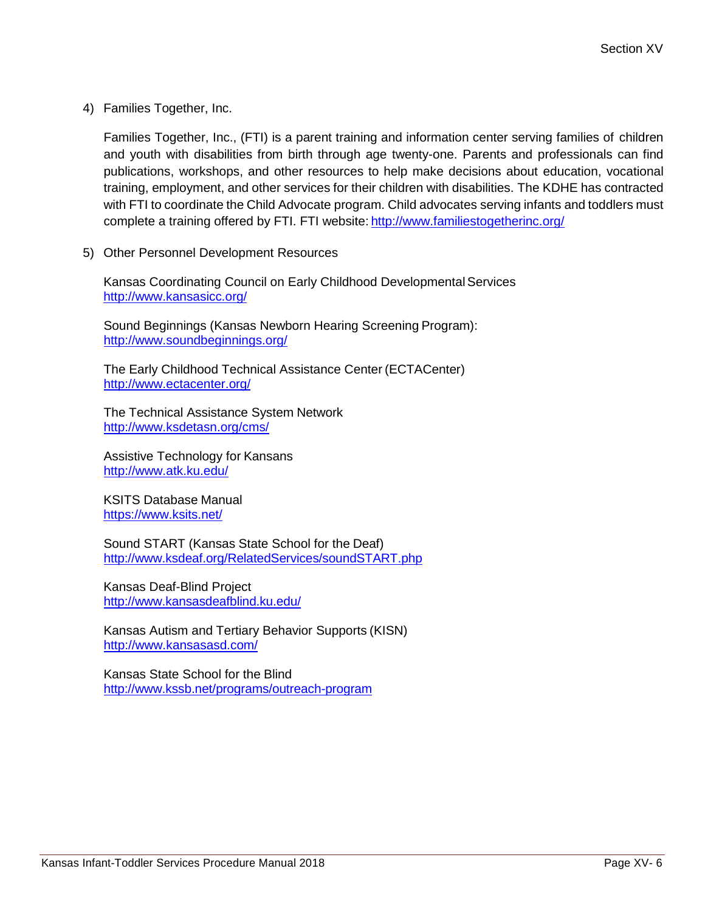4) Families Together, Inc.

   Families Together, Inc., (FTI) is a parent training and information center serving families of children and youth with disabilities from birth through age twenty-one. Parents and professionals can find publications, workshops, and other resources to help make decisions about education, vocational training, employment, and other services for their children with disabilities. The KDHE has contracted with FTI to coordinate the Child Advocate program. Child advocates serving infants and toddlers must complete a training offered by FTI. FTI website: http://www.familiestogetherinc.org/

5) Other Personnel Development Resources

   Kansas Coordinating Council on Early Childhood Developmental Services
   http://www.kansasicc.org/

   Sound Beginnings (Kansas Newborn Hearing Screening Program):
   http://www.soundbeginnings.org/

   The Early Childhood Technical Assistance Center (ECTACenter)
   http://www.ectacenter.org/

   The Technical Assistance System Network
   http://www.ksdetasn.org/cms/

   Assistive Technology for Kansans
   http://www.atk.ku.edu/

   KSITS Database Manual
   https://www.ksits.net/

   Sound START (Kansas State School for the Deaf)
   http://www.ksdeaf.org/RelatedServices/soundSTART.php

   Kansas Deaf-Blind Project
   http://www.kansasdeafblind.ku.edu/

   Kansas Autism and Tertiary Behavior Supports (KISN)
   http://www.kansasasd.com/

   Kansas State School for the Blind
   http://www.kssb.net/programs/outreach-program